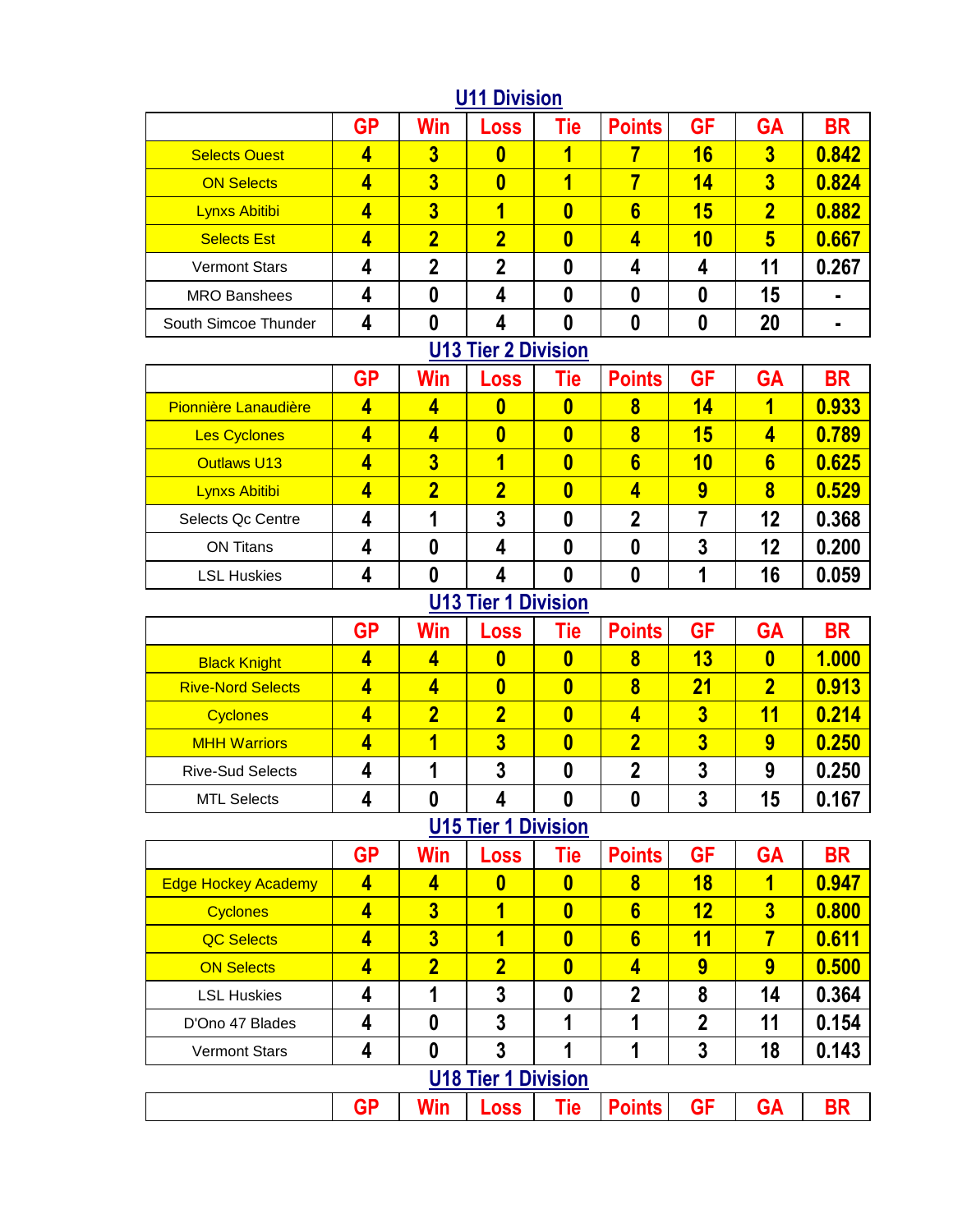## U11 Division

| | GP | Win | Loss | Tie | Points | GF | GA | BR |
|---|---|---|---|---|---|---|---|---|
| Selects Ouest | 4 | 3 | 0 | 1 | 7 | 16 | 3 | 0.842 |
| ON Selects | 4 | 3 | 0 | 1 | 7 | 14 | 3 | 0.824 |
| Lynxs Abitibi | 4 | 3 | 1 | 0 | 6 | 15 | 2 | 0.882 |
| Selects Est | 4 | 2 | 2 | 0 | 4 | 10 | 5 | 0.667 |
| Vermont Stars | 4 | 2 | 2 | 0 | 4 | 4 | 11 | 0.267 |
| MRO Banshees | 4 | 0 | 4 | 0 | 0 | 0 | 15 | - |
| South Simcoe Thunder | 4 | 0 | 4 | 0 | 0 | 0 | 20 | - |

## U13 Tier 2 Division

| | GP | Win | Loss | Tie | Points | GF | GA | BR |
|---|---|---|---|---|---|---|---|---|
| Pionnière Lanaudière | 4 | 4 | 0 | 0 | 8 | 14 | 1 | 0.933 |
| Les Cyclones | 4 | 4 | 0 | 0 | 8 | 15 | 4 | 0.789 |
| Outlaws U13 | 4 | 3 | 1 | 0 | 6 | 10 | 6 | 0.625 |
| Lynxs Abitibi | 4 | 2 | 2 | 0 | 4 | 9 | 8 | 0.529 |
| Selects Qc Centre | 4 | 1 | 3 | 0 | 2 | 7 | 12 | 0.368 |
| ON Titans | 4 | 0 | 4 | 0 | 0 | 3 | 12 | 0.200 |
| LSL Huskies | 4 | 0 | 4 | 0 | 0 | 1 | 16 | 0.059 |

## U13 Tier 1 Division

| | GP | Win | Loss | Tie | Points | GF | GA | BR |
|---|---|---|---|---|---|---|---|---|
| Black Knight | 4 | 4 | 0 | 0 | 8 | 13 | 0 | 1.000 |
| Rive-Nord Selects | 4 | 4 | 0 | 0 | 8 | 21 | 2 | 0.913 |
| Cyclones | 4 | 2 | 2 | 0 | 4 | 3 | 11 | 0.214 |
| MHH Warriors | 4 | 1 | 3 | 0 | 2 | 3 | 9 | 0.250 |
| Rive-Sud Selects | 4 | 1 | 3 | 0 | 2 | 3 | 9 | 0.250 |
| MTL Selects | 4 | 0 | 4 | 0 | 0 | 3 | 15 | 0.167 |

## U15 Tier 1 Division

| | GP | Win | Loss | Tie | Points | GF | GA | BR |
|---|---|---|---|---|---|---|---|---|
| Edge Hockey Academy | 4 | 4 | 0 | 0 | 8 | 18 | 1 | 0.947 |
| Cyclones | 4 | 3 | 1 | 0 | 6 | 12 | 3 | 0.800 |
| QC Selects | 4 | 3 | 1 | 0 | 6 | 11 | 7 | 0.611 |
| ON Selects | 4 | 2 | 2 | 0 | 4 | 9 | 9 | 0.500 |
| LSL Huskies | 4 | 1 | 3 | 0 | 2 | 8 | 14 | 0.364 |
| D'Ono 47 Blades | 4 | 0 | 3 | 1 | 1 | 2 | 11 | 0.154 |
| Vermont Stars | 4 | 0 | 3 | 1 | 1 | 3 | 18 | 0.143 |

## U18 Tier 1 Division

| | GP | Win | Loss | Tie | Points | GF | GA | BR |
|---|---|---|---|---|---|---|---|---|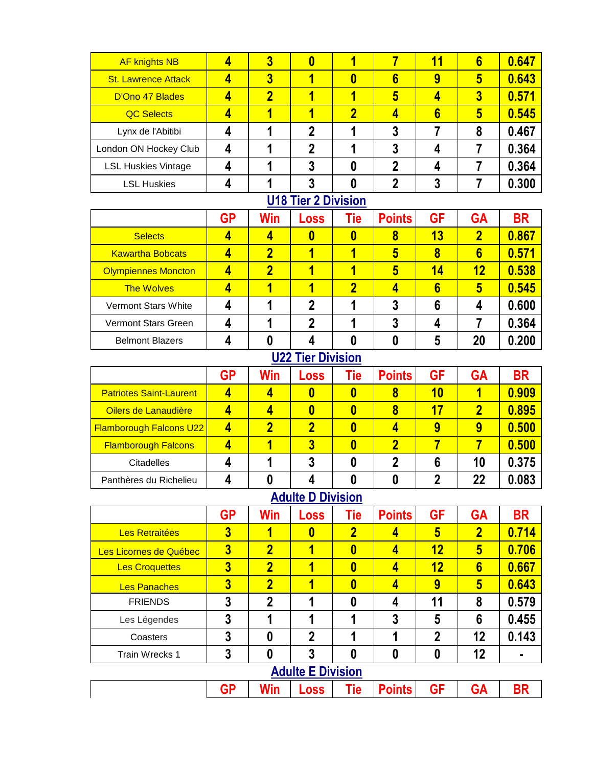| | | | | | | | | |
|---|---|---|---|---|---|---|---|---|
| AF knights NB | 4 | 3 | 0 | 1 | 7 | 11 | 6 | 0.647 |
| St. Lawrence Attack | 4 | 3 | 1 | 0 | 6 | 9 | 5 | 0.643 |
| D'Ono 47 Blades | 4 | 2 | 1 | 1 | 5 | 4 | 3 | 0.571 |
| QC Selects | 4 | 1 | 1 | 2 | 4 | 6 | 5 | 0.545 |
| Lynx de l'Abitibi | 4 | 1 | 2 | 1 | 3 | 7 | 8 | 0.467 |
| London ON Hockey Club | 4 | 1 | 2 | 1 | 3 | 4 | 7 | 0.364 |
| LSL Huskies Vintage | 4 | 1 | 3 | 0 | 2 | 4 | 7 | 0.364 |
| LSL Huskies | 4 | 1 | 3 | 0 | 2 | 3 | 7 | 0.300 |

## U18 Tier 2 Division

| | GP | Win | Loss | Tie | Points | GF | GA | BR |
|---|---|---|---|---|---|---|---|---|
| Selects | 4 | 4 | 0 | 0 | 8 | 13 | 2 | 0.867 |
| Kawartha Bobcats | 4 | 2 | 1 | 1 | 5 | 8 | 6 | 0.571 |
| Olympiennes Moncton | 4 | 2 | 1 | 1 | 5 | 14 | 12 | 0.538 |
| The Wolves | 4 | 1 | 1 | 2 | 4 | 6 | 5 | 0.545 |
| Vermont Stars White | 4 | 1 | 2 | 1 | 3 | 6 | 4 | 0.600 |
| Vermont Stars Green | 4 | 1 | 2 | 1 | 3 | 4 | 7 | 0.364 |
| Belmont Blazers | 4 | 0 | 4 | 0 | 0 | 5 | 20 | 0.200 |

## U22 Tier Division

| | GP | Win | Loss | Tie | Points | GF | GA | BR |
|---|---|---|---|---|---|---|---|---|
| Patriotes Saint-Laurent | 4 | 4 | 0 | 0 | 8 | 10 | 1 | 0.909 |
| Oilers de Lanaudière | 4 | 4 | 0 | 0 | 8 | 17 | 2 | 0.895 |
| Flamborough Falcons U22 | 4 | 2 | 2 | 0 | 4 | 9 | 9 | 0.500 |
| Flamborough Falcons | 4 | 1 | 3 | 0 | 2 | 7 | 7 | 0.500 |
| Citadelles | 4 | 1 | 3 | 0 | 2 | 6 | 10 | 0.375 |
| Panthères du Richelieu | 4 | 0 | 4 | 0 | 0 | 2 | 22 | 0.083 |

## Adulte D Division

| | GP | Win | Loss | Tie | Points | GF | GA | BR |
|---|---|---|---|---|---|---|---|---|
| Les Retraitées | 3 | 1 | 0 | 2 | 4 | 5 | 2 | 0.714 |
| Les Licornes de Québec | 3 | 2 | 1 | 0 | 4 | 12 | 5 | 0.706 |
| Les Croquettes | 3 | 2 | 1 | 0 | 4 | 12 | 6 | 0.667 |
| Les Panaches | 3 | 2 | 1 | 0 | 4 | 9 | 5 | 0.643 |
| FRIENDS | 3 | 2 | 1 | 0 | 4 | 11 | 8 | 0.579 |
| Les Légendes | 3 | 1 | 1 | 1 | 3 | 5 | 6 | 0.455 |
| Coasters | 3 | 0 | 2 | 1 | 1 | 2 | 12 | 0.143 |
| Train Wrecks 1 | 3 | 0 | 3 | 0 | 0 | 0 | 12 | - |

## Adulte E Division

| | GP | Win | Loss | Tie | Points | GF | GA | BR |
|---|---|---|---|---|---|---|---|---|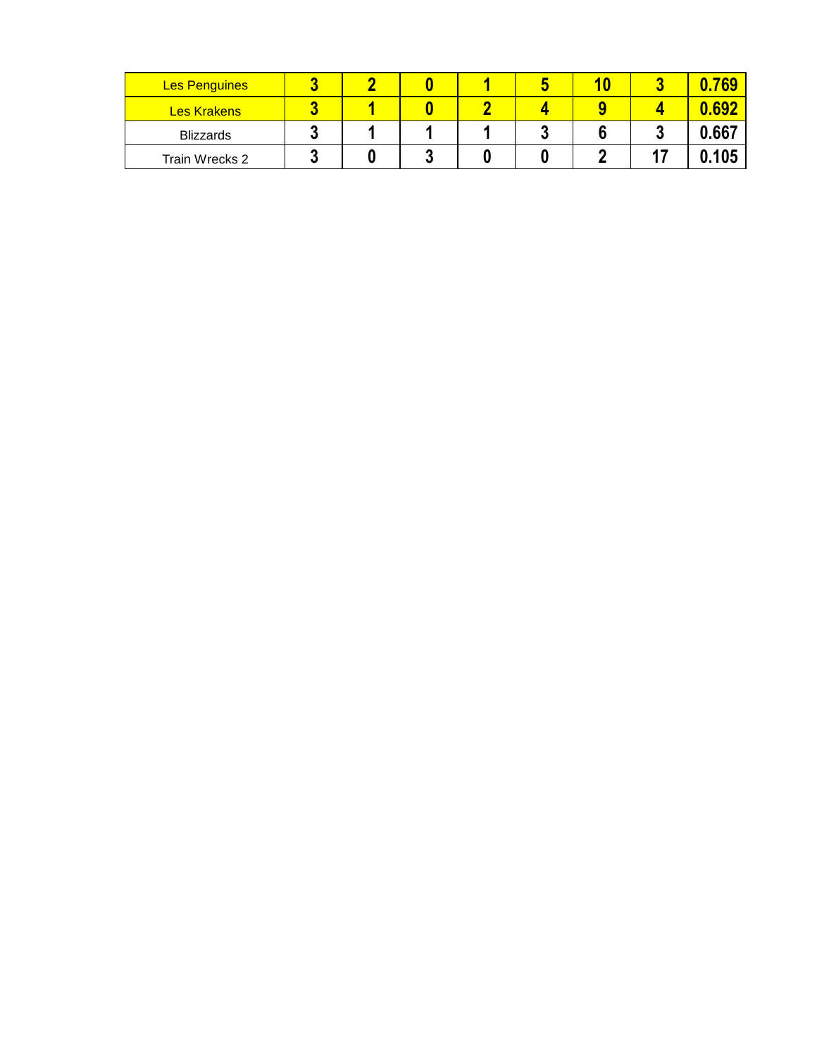| | | | | | | | | |
|---|---|---|---|---|---|---|---|---|
| Les Penguines | 3 | 2 | 0 | 1 | 5 | 10 | 3 | 0.769 |
| Les Krakens | 3 | 1 | 0 | 2 | 4 | 9 | 4 | 0.692 |
| Blizzards | 3 | 1 | 1 | 1 | 3 | 6 | 3 | 0.667 |
| Train Wrecks 2 | 3 | 0 | 3 | 0 | 0 | 2 | 17 | 0.105 |